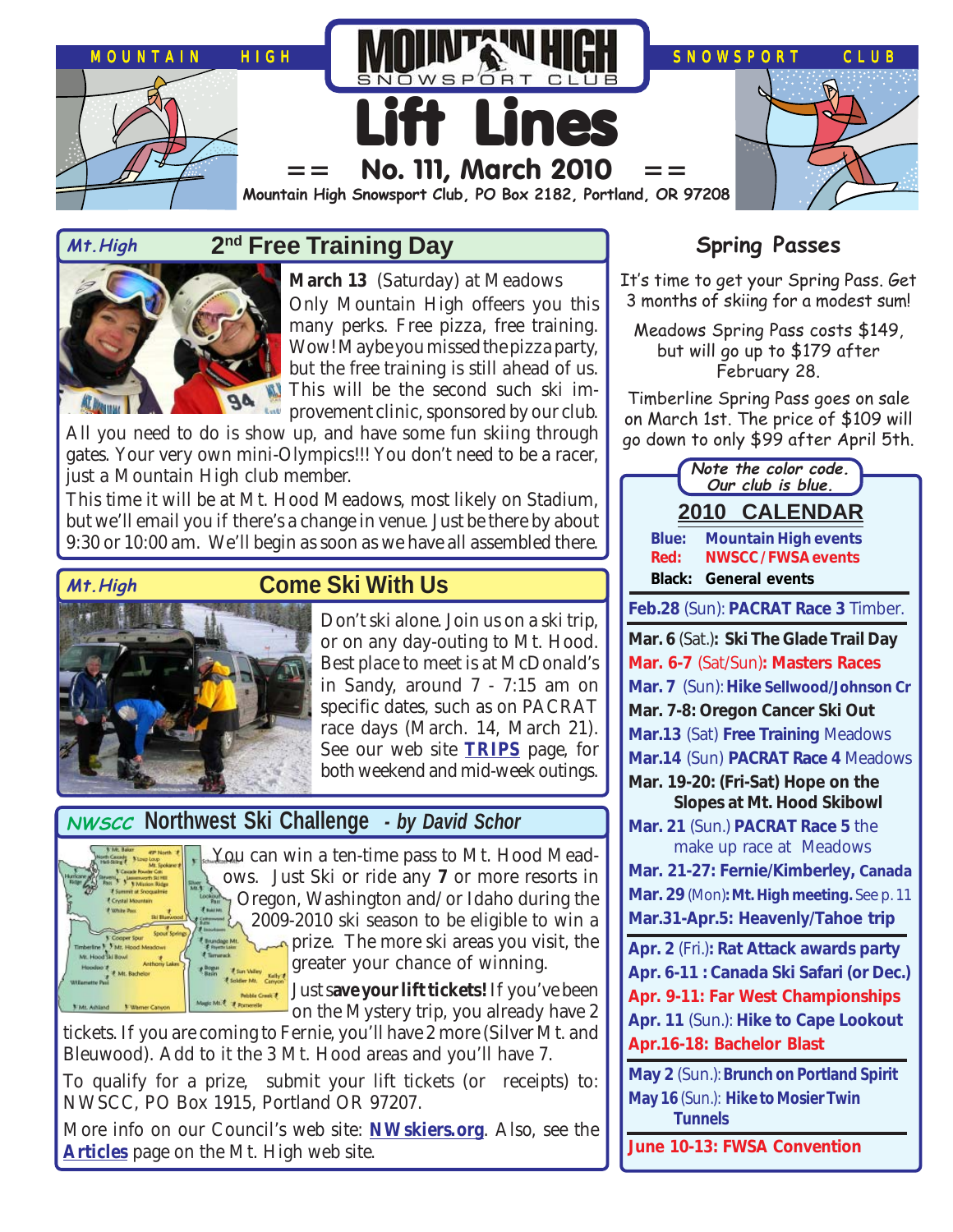# Lift Lines

MOUNTAIN HIGH SNOWSPORT CLUB

== No. 111, March 2010 ==

Mountain High Snowsport Club, PO Box 2182, Portland, OR 97208

## Mt.High — 2nd Free Training Day

**March 13** (Saturday) at Meadows

Only Mountain High offers you this many perks. Free pizza, free training. Wow! Maybe you missed the pizza party, but the free training is still ahead of us. This will be the second such ski improvement clinic, sponsored by our club. All you need to do is show up, and have some fun skiing through gates. Your very own mini-Olympics!!! You don't need to be a racer, just a Mountain High club member.

This time it will be at Mt. Hood Meadows, most likely on Stadium, but we'll email you if there's a change in venue. Just be there by about 9:30 or 10:00 am. We'll begin as soon as we have all assembled there.

## Mt.High — Come Ski With Us

Don't ski alone. Join us on a ski trip, or on any day-outing to Mt. Hood. Best place to meet is at McDonald's in Sandy, around 7 - 7:15 am on specific dates, such as on PACRAT race days (March. 14, March 21). See our web site **TRIPS** page, for both weekend and mid-week outings.

## NWSCC — Northwest Ski Challenge - *by David Schor*

You can win a ten-time pass to Mt. Hood Meadows. Just Ski or ride any **7** or more resorts in Oregon, Washington and/or Idaho during the 2009-2010 ski season to be eligible to win a prize. The more ski areas you visit, the greater your chance of winning.

Just s**ave your lift tickets!** If you've been on the Mystery trip, you already have 2 tickets. If you are coming to Fernie, you'll have 2 more (Silver Mt. and Bleuwood). Add to it the 3 Mt. Hood areas and you'll have 7.

To qualify for a prize, submit your lift tickets (or receipts) to: NWSCC, PO Box 1915, Portland OR 97207.

More info on our Council's web site: **NWskiers.org**. Also, see the **Articles** page on the Mt. High web site.

## Spring Passes

It's time to get your Spring Pass. Get 3 months of skiing for a modest sum!

Meadows Spring Pass costs $149, but will go up to $179 after February 28.

Timberline Spring Pass goes on sale on March 1st. The price of $109 will go down to only $99 after April 5th.

## 2010 CALENDAR

*Note the color code. Our club is blue.*

- **Blue:** Mountain High events
- **Red:** NWSCC / FWSA events
- **Black:** General events

---

- **Feb.28** (Sun): **PACRAT Race 3** Timber.
- **Mar. 6** (Sat.)**: Ski The Glade Trail Day**
- **Mar. 6-7** (Sat/Sun)**: Masters Races**
- **Mar. 7** (Sun): **Hike Sellwood/Johnson Cr**
- **Mar. 7-8: Oregon Cancer Ski Out**
- **Mar.13** (Sat) **Free Training** Meadows
- **Mar.14** (Sun) **PACRAT Race 4** Meadows
- **Mar. 19-20: (Fri-Sat) Hope on the Slopes at Mt. Hood Skibowl**
- **Mar. 21** (Sun.) **PACRAT Race 5** the make up race at Meadows
- **Mar. 21-27: Fernie/Kimberley, Canada**
- **Mar. 29** (Mon)**: Mt. High meeting.** See p. 11
- **Mar.31-Apr.5: Heavenly/Tahoe trip**

---

- **Apr. 2** (Fri.)**: Rat Attack awards party**
- **Apr. 6-11 : Canada Ski Safari (or Dec.)**
- **Apr. 9-11: Far West Championships**
- **Apr. 11** (Sun.): **Hike to Cape Lookout**
- **Apr.16-18: Bachelor Blast**

---

- **May 2** (Sun.): **Brunch on Portland Spirit**
- **May 16** (Sun.): **Hike to Mosier Twin Tunnels**

---

- **June 10-13: FWSA Convention**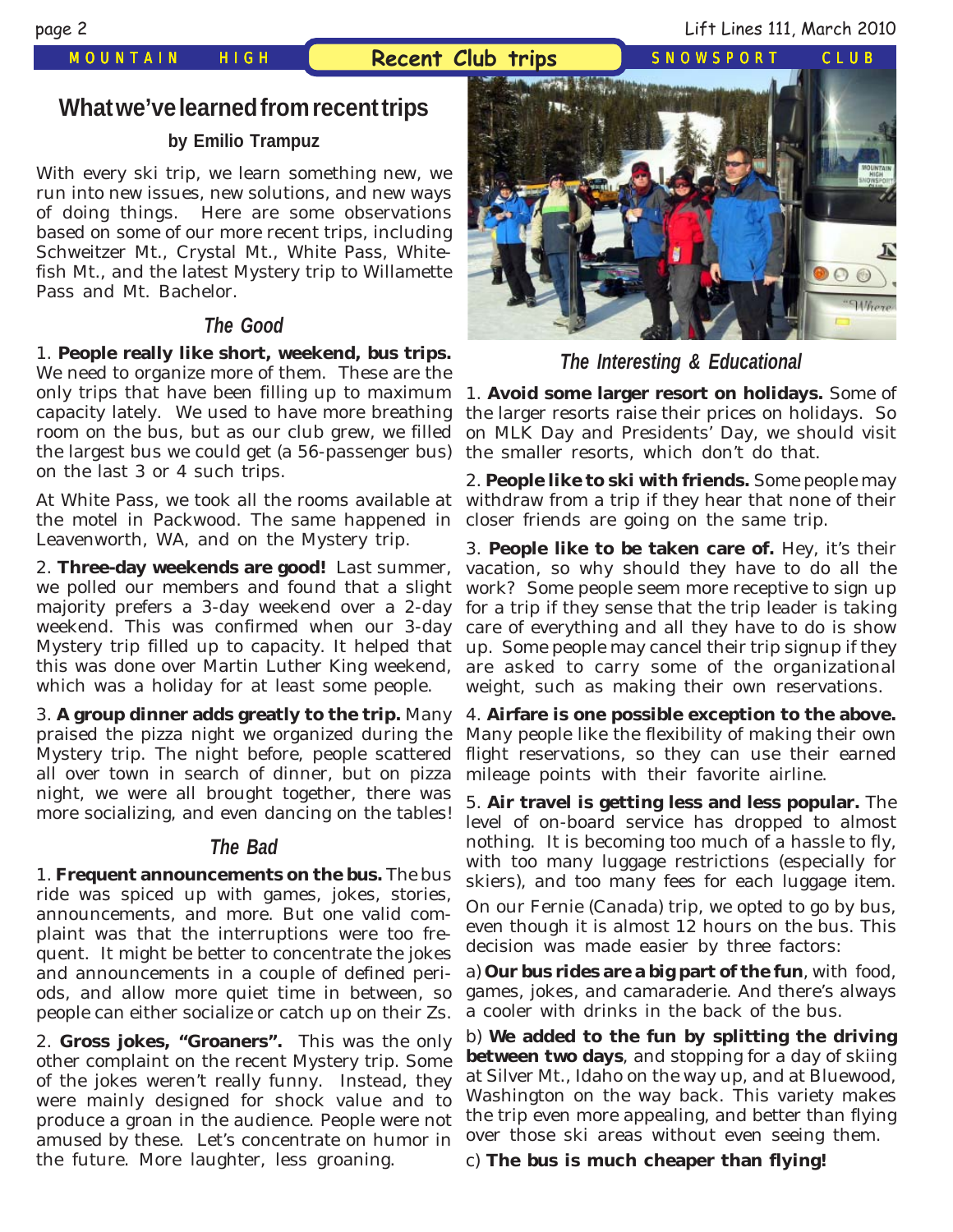## What we've learned from recent trips

**by Emilio Trampuz**

With every ski trip, we learn something new, we run into new issues, new solutions, and new ways of doing things. Here are some observations based on some of our more recent trips, including Schweitzer Mt., Crystal Mt., White Pass, Whitefish Mt., and the latest Mystery trip to Willamette Pass and Mt. Bachelor.

### The Good

1. **People really like short, weekend, bus trips.** We need to organize more of them. These are the only trips that have been filling up to maximum capacity lately. We used to have more breathing room on the bus, but as our club grew, we filled the largest bus we could get (a 56-passenger bus) on the last 3 or 4 such trips.

At White Pass, we took all the rooms available at the motel in Packwood. The same happened in Leavenworth, WA, and on the Mystery trip.

2. **Three-day weekends are good!** Last summer, we polled our members and found that a slight majority prefers a 3-day weekend over a 2-day weekend. This was confirmed when our 3-day Mystery trip filled up to capacity. It helped that this was done over Martin Luther King weekend, which was a holiday for at least some people.

3. **A group dinner adds greatly to the trip.** Many praised the pizza night we organized during the Mystery trip. The night before, people scattered all over town in search of dinner, but on pizza night, we were all brought together, there was more socializing, and even dancing on the tables!

### The Bad

1. **Frequent announcements on the bus.** The bus ride was spiced up with games, jokes, stories, announcements, and more. But one valid complaint was that the interruptions were too frequent. It might be better to concentrate the jokes and announcements in a couple of defined periods, and allow more quiet time in between, so people can either socialize or catch up on their Zs.

2. **Gross jokes, "Groaners".** This was the only other complaint on the recent Mystery trip. Some of the jokes weren't really funny. Instead, they were mainly designed for shock value and to produce a groan in the audience. People were not amused by these. Let's concentrate on humor in the future. More laughter, less groaning.

### The Interesting & Educational

1. **Avoid some larger resort on holidays.** Some of the larger resorts raise their prices on holidays. So on MLK Day and Presidents' Day, we should visit the smaller resorts, which don't do that.

2. **People like to ski with friends.** Some people may withdraw from a trip if they hear that none of their closer friends are going on the same trip.

3. **People like to be taken care of.** Hey, it's their vacation, so why should they have to do all the work? Some people seem more receptive to sign up for a trip if they sense that the trip leader is taking care of everything and all they have to do is show up. Some people may cancel their trip signup if they are asked to carry some of the organizational weight, such as making their own reservations.

4. **Airfare is one possible exception to the above.** Many people like the flexibility of making their own flight reservations, so they can use their earned mileage points with their favorite airline.

5. **Air travel is getting less and less popular.** The level of on-board service has dropped to almost nothing. It is becoming too much of a hassle to fly, with too many luggage restrictions (especially for skiers), and too many fees for each luggage item.

On our Fernie (Canada) trip, we opted to go by bus, even though it is almost 12 hours on the bus. This decision was made easier by three factors:

a) **Our bus rides are a big part of the fun**, with food, games, jokes, and camaraderie. And there's always a cooler with drinks in the back of the bus.

b) **We added to the fun by splitting the driving between two days**, and stopping for a day of skiing at Silver Mt., Idaho on the way up, and at Bluewood, Washington on the way back. This variety makes the trip even more appealing, and better than flying over those ski areas without even seeing them.

c) **The bus is much cheaper than flying!**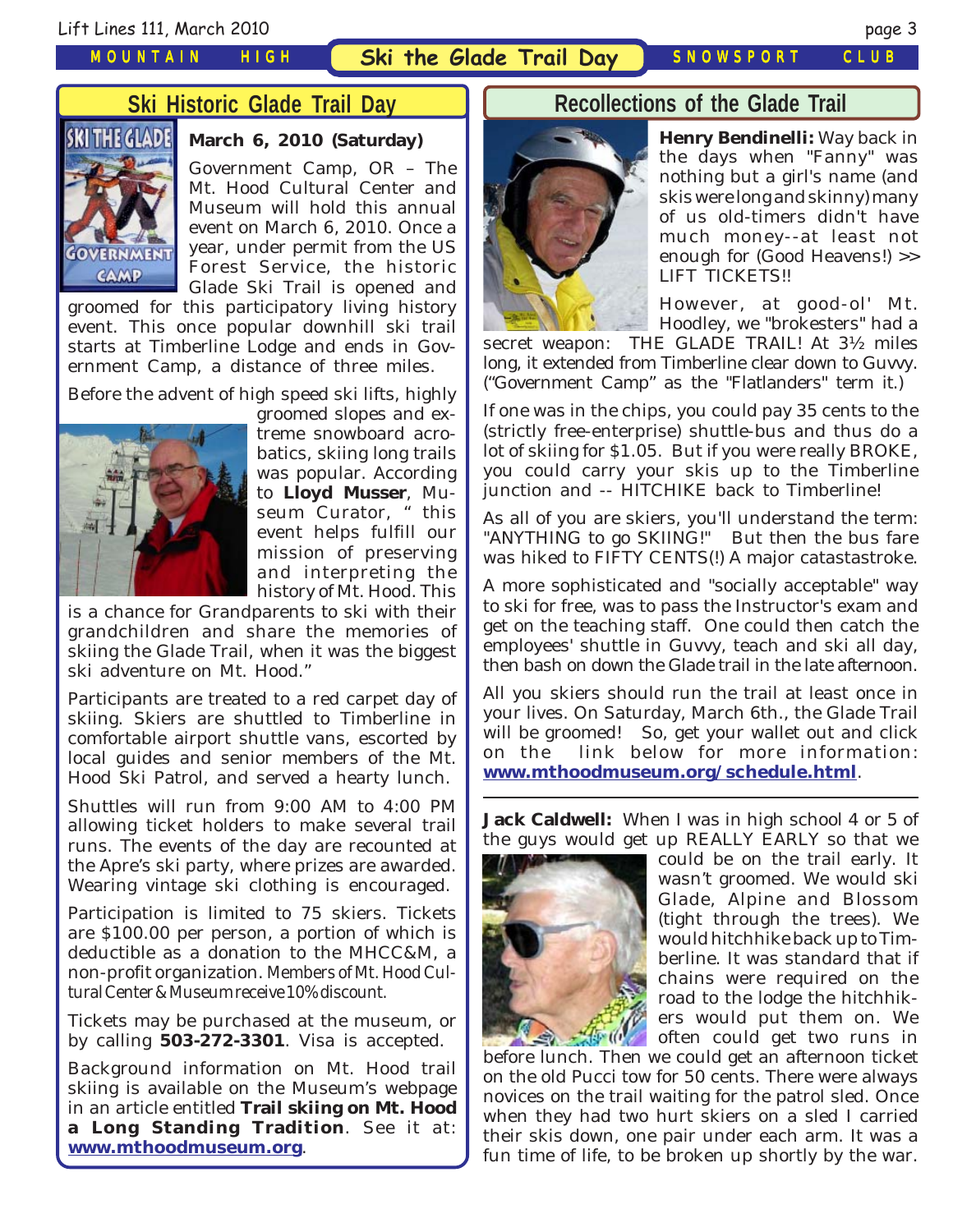## Ski Historic Glade Trail Day

**March 6, 2010 (Saturday)**

Government Camp, OR – The Mt. Hood Cultural Center and Museum will hold this annual event on March 6, 2010. Once a year, under permit from the US Forest Service, the historic Glade Ski Trail is opened and groomed for this participatory living history event. This once popular downhill ski trail starts at Timberline Lodge and ends in Government Camp, a distance of three miles.

Before the advent of high speed ski lifts, highly groomed slopes and extreme snowboard acrobatics, skiing long trails was popular. According to **Lloyd Musser**, Museum Curator, " this event helps fulfill our mission of preserving and interpreting the history of Mt. Hood. This is a chance for Grandparents to ski with their grandchildren and share the memories of skiing the Glade Trail, when it was the biggest ski adventure on Mt. Hood."

Participants are treated to a red carpet day of skiing. Skiers are shuttled to Timberline in comfortable airport shuttle vans, escorted by local guides and senior members of the Mt. Hood Ski Patrol, and served a hearty lunch.

Shuttles will run from 9:00 AM to 4:00 PM allowing ticket holders to make several trail runs. The events of the day are recounted at the Apre's ski party, where prizes are awarded. Wearing vintage ski clothing is encouraged.

Participation is limited to 75 skiers. Tickets are $100.00 per person, a portion of which is deductible as a donation to the MHCC&M, a non-profit organization. Members of Mt. Hood Cultural Center & Museum receive 10% discount.

Tickets may be purchased at the museum, or by calling **503-272-3301**. Visa is accepted.

Background information on Mt. Hood trail skiing is available on the Museum's webpage in an article entitled **Trail skiing on Mt. Hood a Long Standing Tradition**. See it at: **www.mthoodmuseum.org**.

## Recollections of the Glade Trail

**Henry Bendinelli:** Way back in the days when "Fanny" was nothing but a girl's name (and skis were long and skinny) many of us old-timers didn't have much money--at least not enough for (Good Heavens!) >> LIFT TICKETS!!

However, at good-ol' Mt. Hoodley, we "brokesters" had a secret weapon: THE GLADE TRAIL! At 3½ miles long, it extended from Timberline clear down to Guvvy. ("Government Camp" as the "Flatlanders" term it.)

If one was in the chips, you could pay 35 cents to the (strictly free-enterprise) shuttle-bus and thus do a lot of skiing for $1.05. But if you were really BROKE, you could carry your skis up to the Timberline junction and -- HITCHIKE back to Timberline!

As all of you are skiers, you'll understand the term: "ANYTHING to go SKIING!" But then the bus fare was hiked to FIFTY CENTS(!) A major catastastroke.

A more sophisticated and "socially acceptable" way to ski for free, was to pass the Instructor's exam and get on the teaching staff. One could then catch the employees' shuttle in Guvvy, teach and ski all day, then bash on down the Glade trail in the late afternoon.

All you skiers should run the trail at least once in your lives. On Saturday, March 6th., the Glade Trail will be groomed! So, get your wallet out and click on the link below for more information: **www.mthoodmuseum.org/schedule.html**.

---

**Jack Caldwell:** When I was in high school 4 or 5 of the guys would get up REALLY EARLY so that we could be on the trail early. It wasn't groomed. We would ski Glade, Alpine and Blossom (tight through the trees). We would hitchhike back up to Timberline. It was standard that if chains were required on the road to the lodge the hitchhikers would put them on. We often could get two runs in before lunch. Then we could get an afternoon ticket on the old Pucci tow for 50 cents. There were always novices on the trail waiting for the patrol sled. Once when they had two hurt skiers on a sled I carried their skis down, one pair under each arm. It was a fun time of life, to be broken up shortly by the war.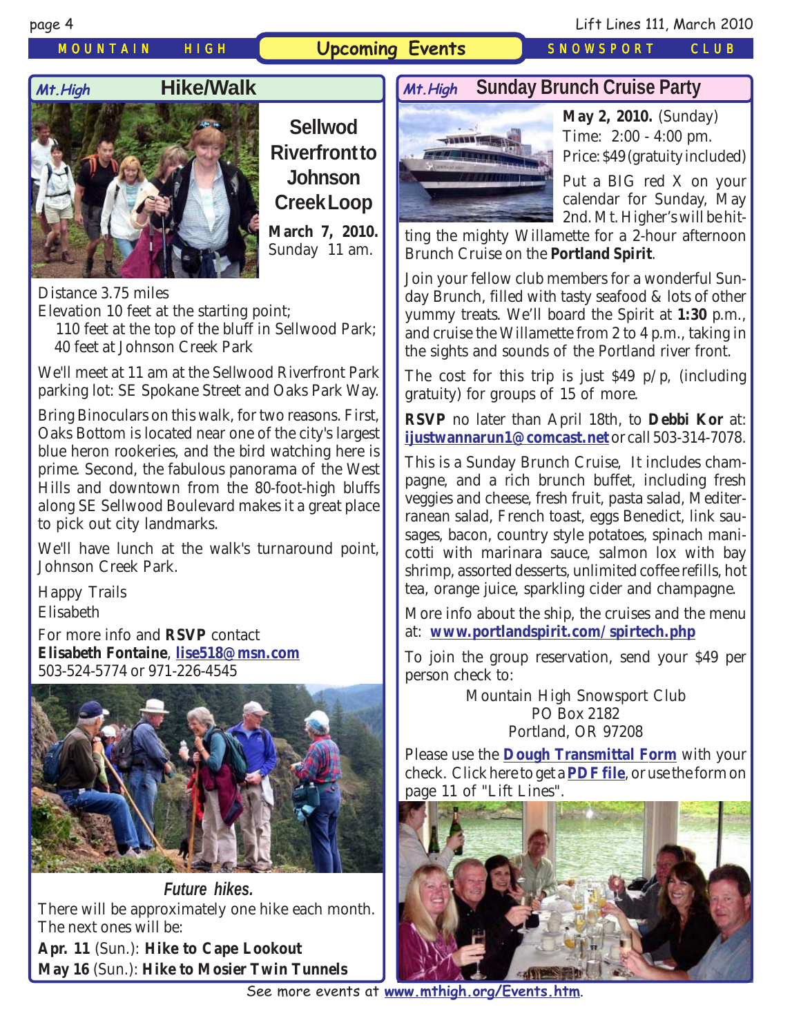## Upcoming Events

### Mt.High Hike/Walk

#### Sellwod Riverfront to Johnson Creek Loop

**March 7, 2010.** Sunday 11 am.

Distance 3.75 miles
Elevation 10 feet at the starting point;
110 feet at the top of the bluff in Sellwood Park;
40 feet at Johnson Creek Park

We'll meet at 11 am at the Sellwood Riverfront Park parking lot: SE Spokane Street and Oaks Park Way.

Bring Binoculars on this walk, for two reasons. First, Oaks Bottom is located near one of the city's largest blue heron rookeries, and the bird watching here is prime. Second, the fabulous panorama of the West Hills and downtown from the 80-foot-high bluffs along SE Sellwood Boulevard makes it a great place to pick out city landmarks.

We'll have lunch at the walk's turnaround point, Johnson Creek Park.

Happy Trails
Elisabeth

For more info and **RSVP** contact
**Elisabeth Fontaine**, **lise518@msn.com**
503-524-5774 or 971-226-4545

***Future hikes.***
There will be approximately one hike each month. The next ones will be:

**Apr. 11** (Sun.): **Hike to Cape Lookout**
**May 16** (Sun.): **Hike to Mosier Twin Tunnels**

### Mt.High Sunday Brunch Cruise Party

**May 2, 2010.** (Sunday)
Time: 2:00 - 4:00 pm.
Price: $49 (gratuity included)

Put a BIG red X on your calendar for Sunday, May 2nd. Mt. Higher's will be hitting the mighty Willamette for a 2-hour afternoon Brunch Cruise on the **Portland Spirit**.

Join your fellow club members for a wonderful Sunday Brunch, filled with tasty seafood & lots of other yummy treats. We'll board the Spirit at **1:30** p.m., and cruise the Willamette from 2 to 4 p.m., taking in the sights and sounds of the Portland river front.

The cost for this trip is just $49 p/p, (including gratuity) for groups of 15 of more.

**RSVP** no later than April 18th, to **Debbi Kor** at: **ijustwannarun1@comcast.net** or call 503-314-7078.

This is a Sunday Brunch Cruise, It includes champagne, and a rich brunch buffet, including fresh veggies and cheese, fresh fruit, pasta salad, Mediterranean salad, French toast, eggs Benedict, link sausages, bacon, country style potatoes, spinach manicotti with marinara sauce, salmon lox with bay shrimp, assorted desserts, unlimited coffee refills, hot tea, orange juice, sparkling cider and champagne.

More info about the ship, the cruises and the menu at: **www.portlandspirit.com/spirtech.php**

To join the group reservation, send your $49 per person check to:

Mountain High Snowsport Club
PO Box 2182
Portland, OR 97208

Please use the **Dough Transmittal Form** with your check. Click here to get a **PDF file**, or use the form on page 11 of "Lift Lines".

See more events at **www.mthigh.org/Events.htm**.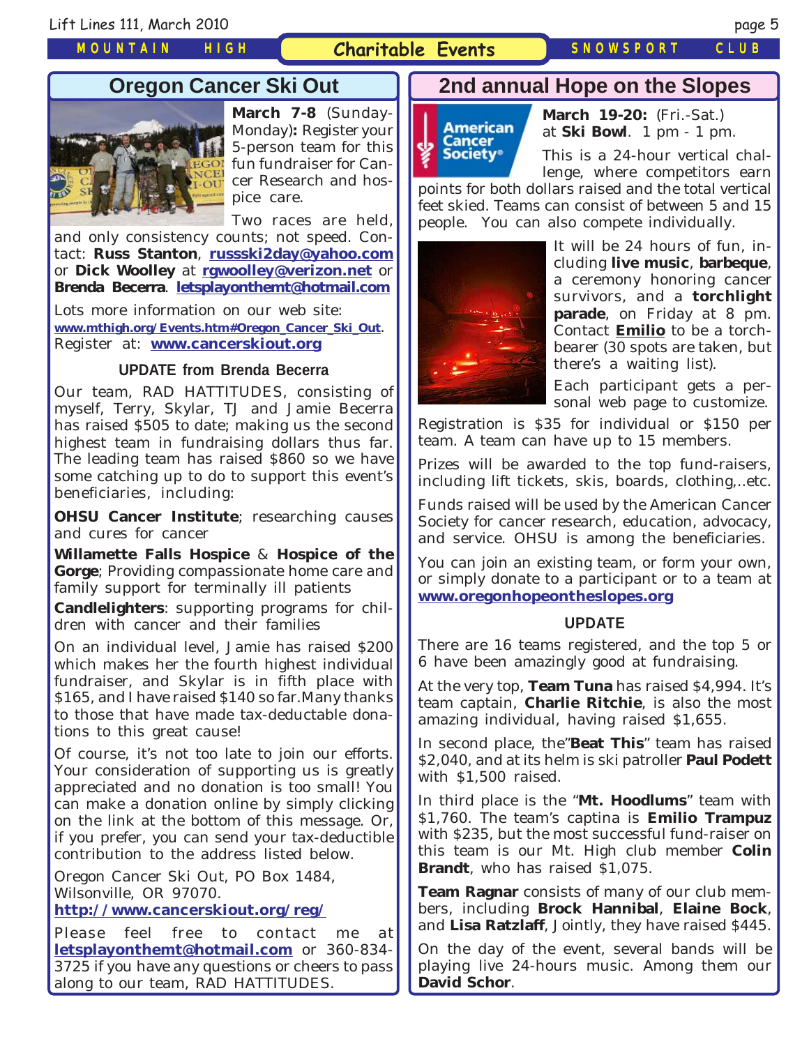## Charitable Events

## Oregon Cancer Ski Out

**March 7-8** (Sunday-Monday)**:** Register your 5-person team for this fun fundraiser for Cancer Research and hospice care.

Two races are held, and only consistency counts; not speed. Contact: **Russ Stanton**, **russski2day@yahoo.com** or **Dick Woolley** at **rgwoolley@verizon.net** or **Brenda Becerra**. **letsplayonthemt@hotmail.com**

Lots more information on our web site: **www.mthigh.org/Events.htm#Oregon_Cancer_Ski_Out**. Register at: **www.cancerskiout.org**

### UPDATE from Brenda Becerra

Our team, RAD HATTITUDES, consisting of myself, Terry, Skylar, TJ and Jamie Becerra has raised $505 to date; making us the second highest team in fundraising dollars thus far. The leading team has raised $860 so we have some catching up to do to support this event's beneficiaries, including:

**OHSU Cancer Institute**; researching causes and cures for cancer

**Willamette Falls Hospice** & **Hospice of the Gorge**; Providing compassionate home care and family support for terminally ill patients

**Candlelighters**: supporting programs for children with cancer and their families

On an individual level, Jamie has raised $200 which makes her the fourth highest individual fundraiser, and Skylar is in fifth place with $165, and I have raised $140 so far.Many thanks to those that have made tax-deductable donations to this great cause!

Of course, it's not too late to join our efforts. Your consideration of supporting us is greatly appreciated and no donation is too small! You can make a donation online by simply clicking on the link at the bottom of this message. Or, if you prefer, you can send your tax-deductible contribution to the address listed below.

Oregon Cancer Ski Out, PO Box 1484, Wilsonville, OR 97070.
**http://www.cancerskiout.org/reg/**

Please feel free to contact me at **letsplayonthemt@hotmail.com** or 360-834-3725 if you have any questions or cheers to pass along to our team, RAD HATTITUDES.

## 2nd annual Hope on the Slopes

**March 19-20:** (Fri.-Sat.) at **Ski Bowl**. 1 pm - 1 pm.

This is a 24-hour vertical challenge, where competitors earn points for both dollars raised and the total vertical feet skied. Teams can consist of between 5 and 15 people. You can also compete individually.

It will be 24 hours of fun, including **live music**, **barbeque**, a ceremony honoring cancer survivors, and a **torchlight parade**, on Friday at 8 pm. Contact **Emilio** to be a torchbearer (30 spots are taken, but there's a waiting list).

Each participant gets a personal web page to customize.

Registration is $35 for individual or $150 per team. A team can have up to 15 members.

Prizes will be awarded to the top fund-raisers, including lift tickets, skis, boards, clothing,..etc.

Funds raised will be used by the American Cancer Society for cancer research, education, advocacy, and service. OHSU is among the beneficiaries.

You can join an existing team, or form your own, or simply donate to a participant or to a team at **www.oregonhopeontheslopes.org**

### UPDATE

There are 16 teams registered, and the top 5 or 6 have been amazingly good at fundraising.

At the very top, **Team Tuna** has raised $4,994. It's team captain, **Charlie Ritchie**, is also the most amazing individual, having raised $1,655.

In second place, the"**Beat This**" team has raised $2,040, and at its helm is ski patroller **Paul Podett** with $1,500 raised.

In third place is the "**Mt. Hoodlums**" team with $1,760. The team's captina is **Emilio Trampuz** with $235, but the most successful fund-raiser on this team is our Mt. High club member **Colin Brandt**, who has raised $1,075.

**Team Ragnar** consists of many of our club members, including **Brock Hannibal**, **Elaine Bock**, and **Lisa Ratzlaff**, Jointly, they have raised $445.

On the day of the event, several bands will be playing live 24-hours music. Among them our **David Schor**.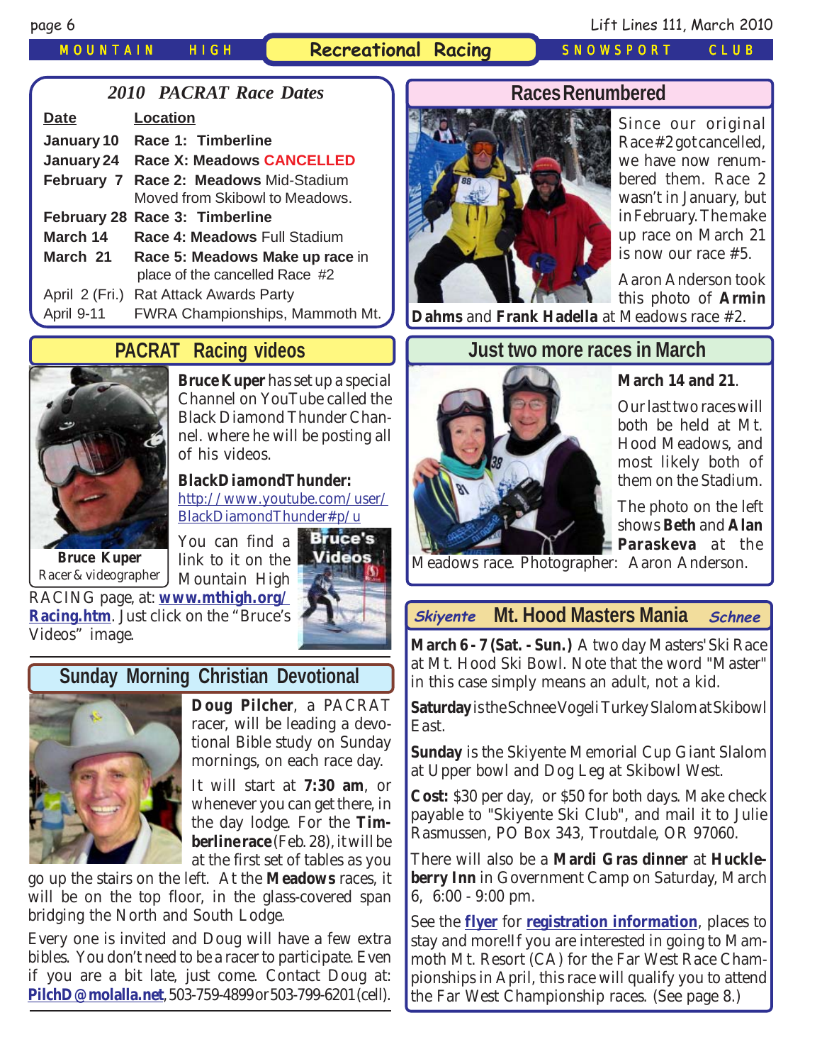## 2010 PACRAT Race Dates

| Date | Location |
|---|---|
| January 10 | Race 1: Timberline |
| January 24 | Race X: Meadows CANCELLED |
| February 7 | Race 2: Meadows Mid-Stadium. Moved from Skibowl to Meadows. |
| February 28 | Race 3: Timberline |
| March 14 | Race 4: Meadows Full Stadium |
| March 21 | Race 5: Meadows Make up race in place of the cancelled Race #2 |
| April 2 (Fri.) | Rat Attack Awards Party |
| April 9-11 | FWRA Championships, Mammoth Mt. |

## PACRAT Racing videos

**Bruce Kuper** has set up a special Channel on YouTube called the Black Diamond Thunder Channel. where he will be posting all of his videos.

**BlackDiamondThunder:** http://www.youtube.com/user/BlackDiamondThunder#p/u

You can find a link to it on the Mountain High RACING page, at: **www.mthigh.org/Racing.htm**. Just click on the "Bruce's Videos" image.

**Bruce Kuper**
Racer & videographer

Bruce's Videos

## Sunday Morning Christian Devotional

**Doug Pilcher**, a PACRAT racer, will be leading a devotional Bible study on Sunday mornings, on each race day.

It will start at **7:30 am**, or whenever you can get there, in the day lodge. For the **Timberline race** (Feb. 28), it will be at the first set of tables as you go up the stairs on the left. At the **Meadows** races, it will be on the top floor, in the glass-covered span bridging the North and South Lodge.

Every one is invited and Doug will have a few extra bibles. You don't need to be a racer to participate. Even if you are a bit late, just come. Contact Doug at: **PilchD@molalla.net**, 503-759-4899 or 503-799-6201 (cell).

## Races Renumbered

Since our original Race #2 got cancelled, we have now renumbered them. Race 2 wasn't in January, but in February. The make up race on March 21 is now our race #5.

Aaron Anderson took this photo of **Armin Dahms** and **Frank Hadella** at Meadows race #2.

## Just two more races in March

**March 14 and 21**.

Our last two races will both be held at Mt. Hood Meadows, and most likely both of them on the Stadium.

The photo on the left shows **Beth** and **Alan Paraskeva** at the Meadows race. Photographer: Aaron Anderson.

## *Skiyente* Mt. Hood Masters Mania *Schnee*

**March 6 - 7 (Sat. - Sun.)** A two day Masters' Ski Race at Mt. Hood Ski Bowl. Note that the word "Master" in this case simply means an adult, not a kid.

**Saturday** is the Schnee Vogeli Turkey Slalom at Skibowl East.

**Sunday** is the Skiyente Memorial Cup Giant Slalom at Upper bowl and Dog Leg at Skibowl West.

**Cost:** $30 per day, or $50 for both days. Make check payable to "Skiyente Ski Club", and mail it to Julie Rasmussen, PO Box 343, Troutdale, OR 97060.

There will also be a **Mardi Gras dinner** at **Huckleberry Inn** in Government Camp on Saturday, March 6, 6:00 - 9:00 pm.

See the **flyer** for **registration information**, places to stay and more! If you are interested in going to Mammoth Mt. Resort (CA) for the Far West Race Championships in April, this race will qualify you to attend the Far West Championship races. (See page 8.)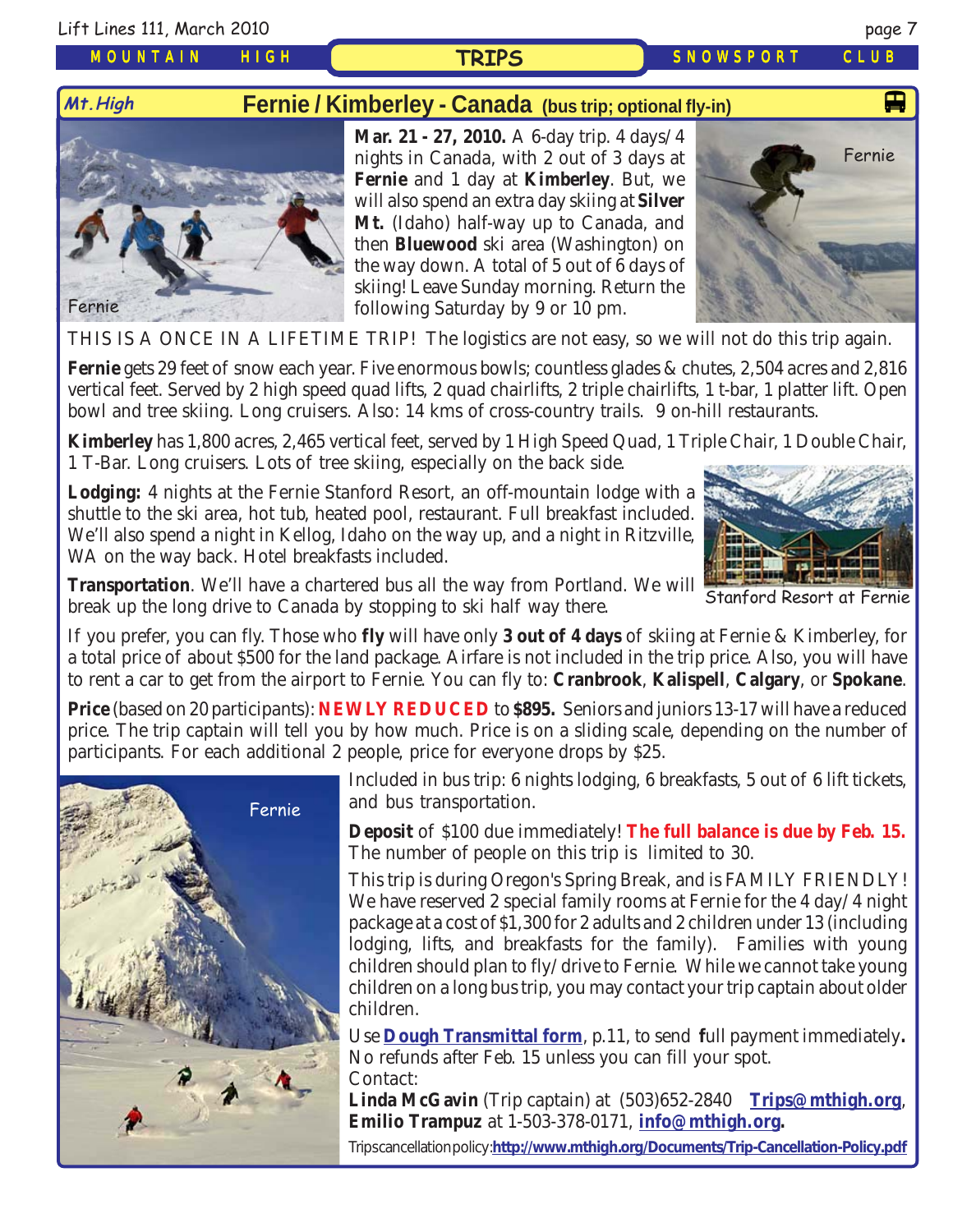## Fernie / Kimberley - Canada (bus trip; optional fly-in)

Mt. High

**Mar. 21 - 27, 2010.** A 6-day trip. 4 days/4 nights in Canada, with 2 out of 3 days at **Fernie** and 1 day at **Kimberley**. But, we will also spend an extra day skiing at **Silver Mt.** (Idaho) half-way up to Canada, and then **Bluewood** ski area (Washington) on the way down. A total of 5 out of 6 days of skiing! Leave Sunday morning. Return the following Saturday by 9 or 10 pm.

Fernie

Fernie

THIS IS A ONCE IN A LIFETIME TRIP! The logistics are not easy, so we will not do this trip again.

**Fernie** gets 29 feet of snow each year. Five enormous bowls; countless glades & chutes, 2,504 acres and 2,816 vertical feet. Served by 2 high speed quad lifts, 2 quad chairlifts, 2 triple chairlifts, 1 t-bar, 1 platter lift. Open bowl and tree skiing. Long cruisers. Also: 14 kms of cross-country trails. 9 on-hill restaurants.

**Kimberley** has 1,800 acres, 2,465 vertical feet, served by 1 High Speed Quad, 1 Triple Chair, 1 Double Chair, 1 T-Bar. Long cruisers. Lots of tree skiing, especially on the back side.

**Lodging:** 4 nights at the Fernie Stanford Resort, an off-mountain lodge with a shuttle to the ski area, hot tub, heated pool, restaurant. Full breakfast included. We'll also spend a night in Kellog, Idaho on the way up, and a night in Ritzville, WA on the way back. Hotel breakfasts included.

Stanford Resort at Fernie

**Transportation**. We'll have a chartered bus all the way from Portland. We will break up the long drive to Canada by stopping to ski half way there.

If you prefer, you can fly. Those who **fly** will have only **3 out of 4 days** of skiing at Fernie & Kimberley, for a total price of about $500 for the land package. Airfare is not included in the trip price. Also, you will have to rent a car to get from the airport to Fernie. You can fly to: **Cranbrook**, **Kalispell**, **Calgary**, or **Spokane**.

**Price** (based on 20 participants): **NEWLY REDUCED** to **$895.** Seniors and juniors 13-17 will have a reduced price. The trip captain will tell you by how much. Price is on a sliding scale, depending on the number of participants. For each additional 2 people, price for everyone drops by $25.

Fernie

Included in bus trip: 6 nights lodging, 6 breakfasts, 5 out of 6 lift tickets, and bus transportation.

**Deposit** of $100 due immediately! **The full balance is due by Feb. 15.** The number of people on this trip is limited to 30.

This trip is during Oregon's Spring Break, and is FAMILY FRIENDLY! We have reserved 2 special family rooms at Fernie for the 4 day/4 night package at a cost of $1,300 for 2 adults and 2 children under 13 (including lodging, lifts, and breakfasts for the family). Families with young children should plan to fly/drive to Fernie. While we cannot take young children on a long bus trip, you may contact your trip captain about older children.

Use **Dough Transmittal form**, p.11, to send **f**ull payment immediately**.** No refunds after Feb. 15 unless you can fill your spot.
Contact:
**Linda McGavin** (Trip captain) at (503)652-2840 **Trips@mthigh.org**,
**Emilio Trampuz** at 1-503-378-0171, **info@mthigh.org.**

Trips cancellation policy: **http://www.mthigh.org/Documents/Trip-Cancellation-Policy.pdf**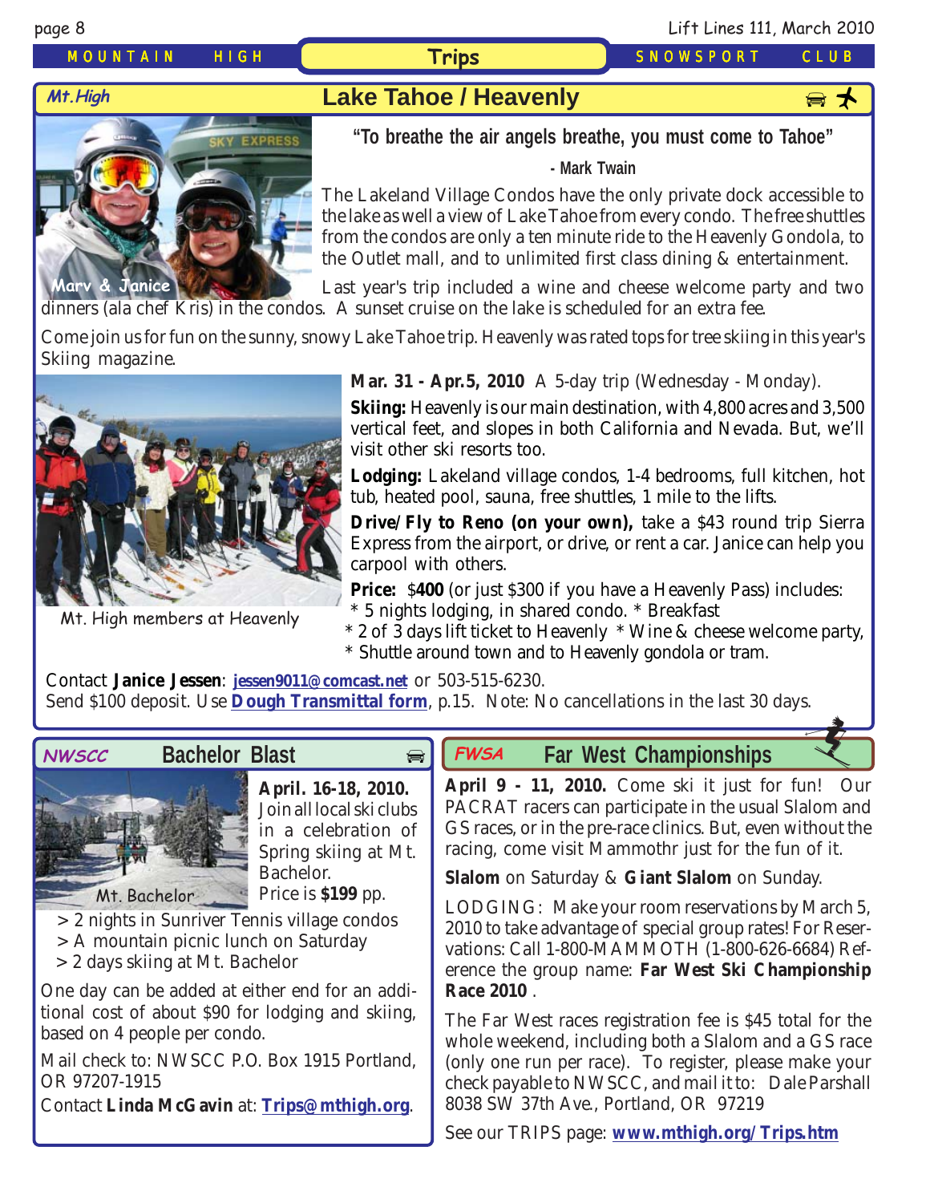## Trips

### Mt.High — Lake Tahoe / Heavenly

**"To breathe the air angels breathe, you must come to Tahoe"**

**- Mark Twain**

Marv & Janice

The Lakeland Village Condos have the only private dock accessible to the lake as well a view of Lake Tahoe from every condo. The free shuttles from the condos are only a ten minute ride to the Heavenly Gondola, to the Outlet mall, and to unlimited first class dining & entertainment.

Last year's trip included a wine and cheese welcome party and two dinners (ala chef Kris) in the condos. A sunset cruise on the lake is scheduled for an extra fee.

Come join us for fun on the sunny, snowy Lake Tahoe trip. Heavenly was rated tops for tree skiing in this year's Skiing magazine.

Mt. High members at Heavenly

**Mar. 31 - Apr.5, 2010** A 5-day trip (Wednesday - Monday).

**Skiing:** Heavenly is our main destination, with 4,800 acres and 3,500 vertical feet, and slopes in both California and Nevada. But, we'll visit other ski resorts too.

**Lodging:** Lakeland village condos, 1-4 bedrooms, full kitchen, hot tub, heated pool, sauna, free shuttles, 1 mile to the lifts.

**Drive/Fly to Reno (on your own),** take a $43 round trip Sierra Express from the airport, or drive, or rent a car. Janice can help you carpool with others.

**Price:** $**400** (or just $300 if you have a Heavenly Pass) includes:
* 5 nights lodging, in shared condo. * Breakfast
* 2 of 3 days lift ticket to Heavenly * Wine & cheese welcome party,
* Shuttle around town and to Heavenly gondola or tram.

Contact **Janice Jessen**: **jessen9011@comcast.net** or 503-515-6230.
Send $100 deposit. Use **Dough Transmittal form**, p.15. Note: No cancellations in the last 30 days.

### NWSCC — Bachelor Blast

Mt. Bachelor

**April. 16-18, 2010.** Join all local ski clubs in a celebration of Spring skiing at Mt. Bachelor.
Price is **$199** pp.

> 2 nights in Sunriver Tennis village condos
> A mountain picnic lunch on Saturday
> 2 days skiing at Mt. Bachelor

One day can be added at either end for an additional cost of about $90 for lodging and skiing, based on 4 people per condo.

Mail check to: NWSCC P.O. Box 1915 Portland, OR 97207-1915

Contact **Linda McGavin** at: **Trips@mthigh.org**.

### FWSA — Far West Championships

**April 9 - 11, 2010.** Come ski it just for fun! Our PACRAT racers can participate in the usual Slalom and GS races, or in the pre-race clinics. But, even without the racing, come visit Mammothr just for the fun of it.

**Slalom** on Saturday & **Giant Slalom** on Sunday.

LODGING: Make your room reservations by March 5, 2010 to take advantage of special group rates! For Reservations: Call 1-800-MAMMOTH (1-800-626-6684) Reference the group name: **Far West Ski Championship Race 2010** .

The Far West races registration fee is $45 total for the whole weekend, including both a Slalom and a GS race (only one run per race). To register, please make your check payable to NWSCC, and mail it to: Dale Parshall 8038 SW 37th Ave., Portland, OR 97219

See our TRIPS page: **www.mthigh.org/Trips.htm**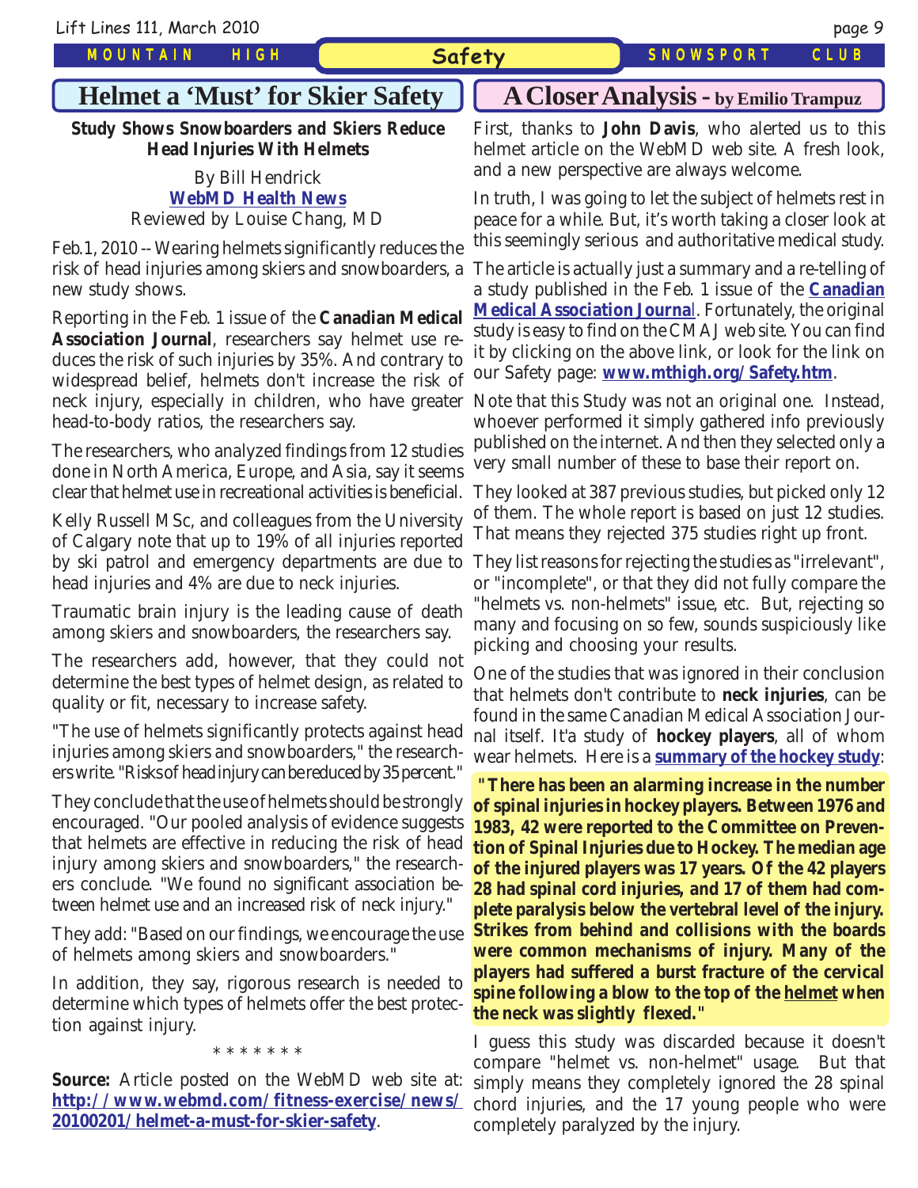## Helmet a 'Must' for Skier Safety

**Study Shows Snowboarders and Skiers Reduce Head Injuries With Helmets**

By Bill Hendrick
**WebMD Health News**
Reviewed by Louise Chang, MD

Feb.1, 2010 -- Wearing helmets significantly reduces the risk of head injuries among skiers and snowboarders, a new study shows.

Reporting in the Feb. 1 issue of the **Canadian Medical Association Journal**, researchers say helmet use reduces the risk of such injuries by 35%. And contrary to widespread belief, helmets don't increase the risk of neck injury, especially in children, who have greater head-to-body ratios, the researchers say.

The researchers, who analyzed findings from 12 studies done in North America, Europe, and Asia, say it seems clear that helmet use in recreational activities is beneficial.

Kelly Russell MSc, and colleagues from the University of Calgary note that up to 19% of all injuries reported by ski patrol and emergency departments are due to head injuries and 4% are due to neck injuries.

Traumatic brain injury is the leading cause of death among skiers and snowboarders, the researchers say.

The researchers add, however, that they could not determine the best types of helmet design, as related to quality or fit, necessary to increase safety.

"The use of helmets significantly protects against head injuries among skiers and snowboarders," the researchers write. "Risks of head injury can be reduced by 35 percent."

They conclude that the use of helmets should be strongly encouraged. "Our pooled analysis of evidence suggests that helmets are effective in reducing the risk of head injury among skiers and snowboarders," the researchers conclude. "We found no significant association between helmet use and an increased risk of neck injury."

They add: "Based on our findings, we encourage the use of helmets among skiers and snowboarders."

In addition, they say, rigorous research is needed to determine which types of helmets offer the best protection against injury.

\* \* \* \* \* \* \*

**Source:** Article posted on the WebMD web site at: **http://www.webmd.com/fitness-exercise/news/20100201/helmet-a-must-for-skier-safety**.

## A Closer Analysis - by Emilio Trampuz

First, thanks to **John Davis**, who alerted us to this helmet article on the WebMD web site. A fresh look, and a new perspective are always welcome.

In truth, I was going to let the subject of helmets rest in peace for a while. But, it's worth taking a closer look at this seemingly serious and authoritative medical study.

The article is actually just a summary and a re-telling of a study published in the Feb. 1 issue of the **Canadian Medical Association Journal**. Fortunately, the original study is easy to find on the CMAJ web site. You can find it by clicking on the above link, or look for the link on our Safety page: **www.mthigh.org/Safety.htm**.

Note that this Study was not an original one. Instead, whoever performed it simply gathered info previously published on the internet. And then they selected only a very small number of these to base their report on.

They looked at 387 previous studies, but picked only 12 of them. The whole report is based on just 12 studies. That means they rejected 375 studies right up front.

They list reasons for rejecting the studies as "irrelevant", or "incomplete", or that they did not fully compare the "helmets vs. non-helmets" issue, etc. But, rejecting so many and focusing on so few, sounds suspiciously like picking and choosing your results.

One of the studies that was ignored in their conclusion that helmets don't contribute to **neck injuries**, can be found in the same Canadian Medical Association Journal itself. It'a study of **hockey players**, all of whom wear helmets. Here is a **summary of the hockey study**:

**"There has been an alarming increase in the number of spinal injuries in hockey players. Between 1976 and 1983, 42 were reported to the Committee on Prevention of Spinal Injuries due to Hockey. The median age of the injured players was 17 years. Of the 42 players 28 had spinal cord injuries, and 17 of them had complete paralysis below the vertebral level of the injury. Strikes from behind and collisions with the boards were common mechanisms of injury. Many of the players had suffered a burst fracture of the cervical spine following a blow to the top of the helmet when the neck was slightly flexed."**

I guess this study was discarded because it doesn't compare "helmet vs. non-helmet" usage. But that simply means they completely ignored the 28 spinal chord injuries, and the 17 young people who were completely paralyzed by the injury.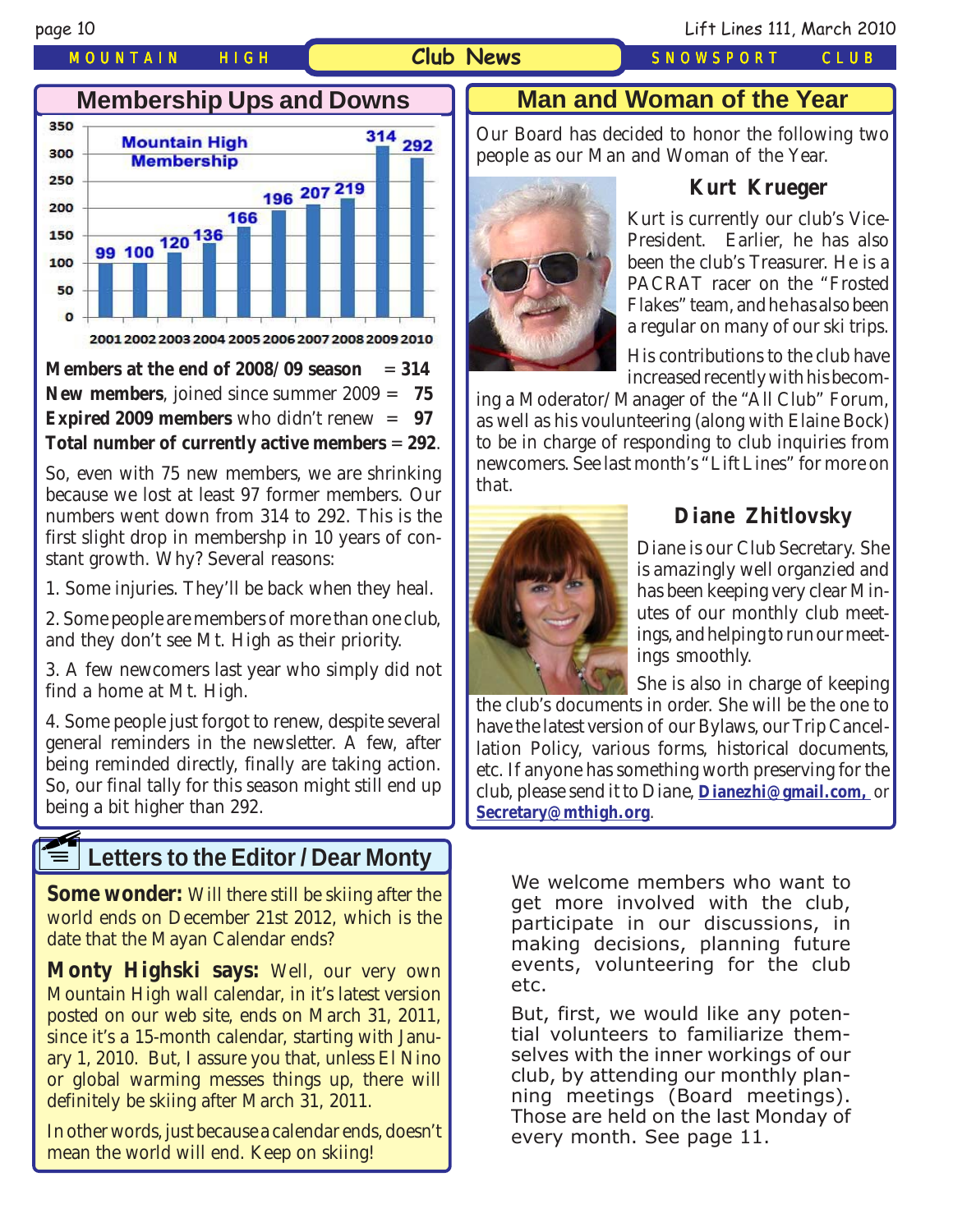## Membership Ups and Downs

**Mountain High Membership**

| Year | Members |
|---|---|
| 2001 | 99 |
| 2002 | 100 |
| 2003 | 120 |
| 2004 | 136 |
| 2005 | 166 |
| 2006 | 196 |
| 2007 | 207 |
| 2008 | 219 |
| 2009 | 314 |
| 2010 | 292 |

**Members at the end of 2008/09 season** = **314**
**New members**, joined since summer 2009 = **75**
**Expired 2009 members** who didn't renew = **97**
**Total number of currently active members** = **292**.

So, even with 75 new members, we are shrinking because we lost at least 97 former members. Our numbers went down from 314 to 292. This is the first slight drop in membershp in 10 years of constant growth. Why? Several reasons:

1. Some injuries. They'll be back when they heal.

2. Some people are members of more than one club, and they don't see Mt. High as their priority.

3. A few newcomers last year who simply did not find a home at Mt. High.

4. Some people just forgot to renew, despite several general reminders in the newsletter. A few, after being reminded directly, finally are taking action. So, our final tally for this season might still end up being a bit higher than 292.

## Letters to the Editor / Dear Monty

**Some wonder:** Will there still be skiing after the world ends on December 21st 2012, which is the date that the Mayan Calendar ends?

**Monty Highski says:** Well, our very own Mountain High wall calendar, in it's latest version posted on our web site, ends on March 31, 2011, since it's a 15-month calendar, starting with January 1, 2010. But, I assure you that, unless El Nino or global warming messes things up, there will definitely be skiing after March 31, 2011.

In other words, just because a calendar ends, doesn't mean the world will end. Keep on skiing!

## Man and Woman of the Year

Our Board has decided to honor the following two people as our Man and Woman of the Year.

### Kurt Krueger

Kurt is currently our club's Vice-President. Earlier, he has also been the club's Treasurer. He is a PACRAT racer on the "Frosted Flakes" team, and he has also been a regular on many of our ski trips.

His contributions to the club have increased recently with his becoming a Moderator/Manager of the "All Club" Forum, as well as his voulunteering (along with Elaine Bock) to be in charge of responding to club inquiries from newcomers. See last month's "Lift Lines" for more on that.

### Diane Zhitlovsky

Diane is our Club Secretary. She is amazingly well organzied and has been keeping very clear Minutes of our monthly club meetings, and helping to run our meetings smoothly.

She is also in charge of keeping the club's documents in order. She will be the one to have the latest version of our Bylaws, our Trip Cancellation Policy, various forms, historical documents, etc. If anyone has something worth preserving for the club, please send it to Diane, **Dianezhi@gmail.com,** or **Secretary@mthigh.org**.

We welcome members who want to get more involved with the club, participate in our discussions, in making decisions, planning future events, volunteering for the club etc.

But, first, we would like any potential volunteers to familiarize themselves with the inner workings of our club, by attending our monthly planning meetings (Board meetings). Those are held on the last Monday of every month. See page 11.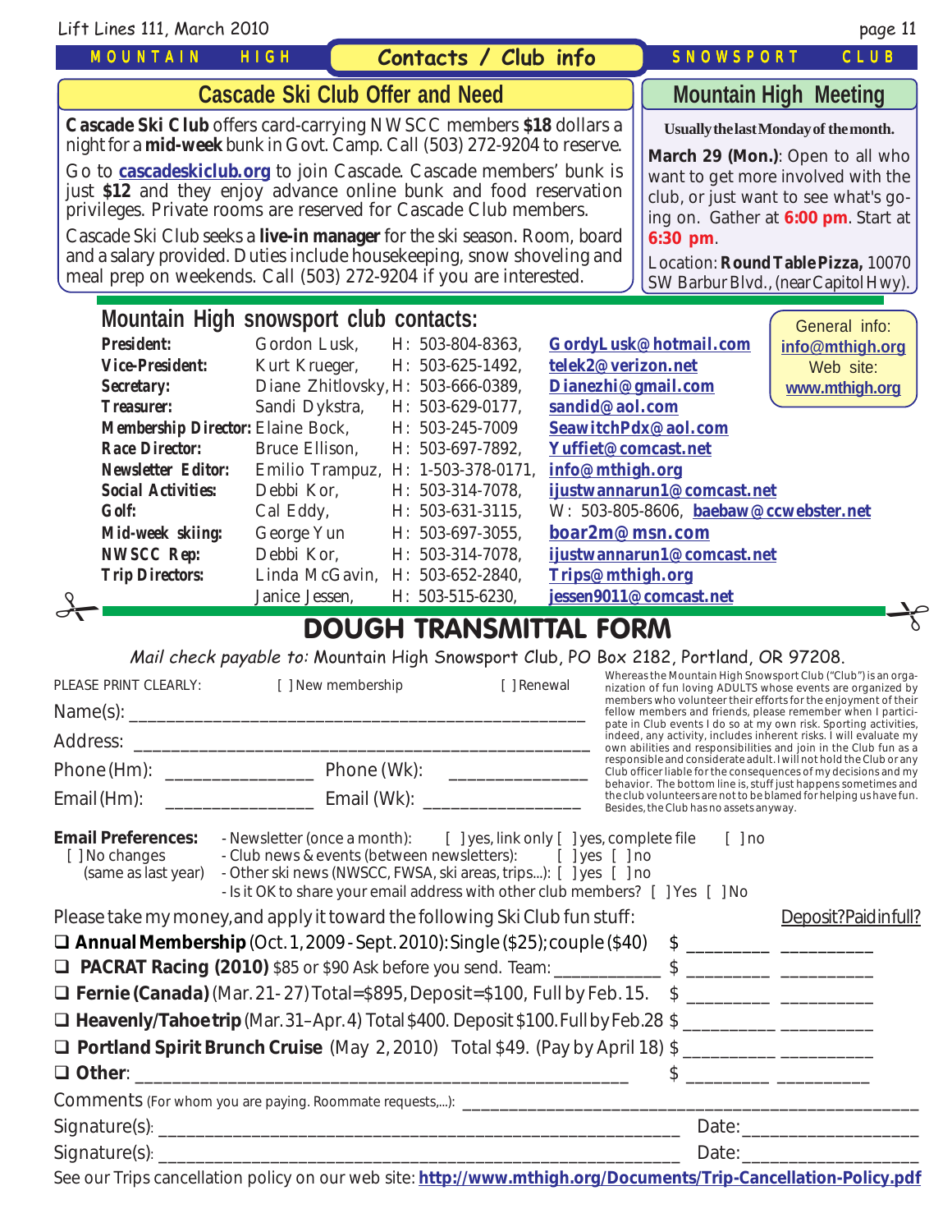## Contacts / Club info

MOUNTAIN HIGH SNOWSPORT CLUB

### Cascade Ski Club Offer and Need

**Cascade Ski Club** offers card-carrying NWSCC members **$18** dollars a night for a **mid-week** bunk in Govt. Camp. Call (503) 272-9204 to reserve.

Go to **cascadeskiclub.org** to join Cascade. Cascade members' bunk is just **$12** and they enjoy advance online bunk and food reservation privileges. Private rooms are reserved for Cascade Club members.

Cascade Ski Club seeks a **live-in manager** for the ski season. Room, board and a salary provided. Duties include housekeeping, snow shoveling and meal prep on weekends. Call (503) 272-9204 if you are interested.

### Mountain High Meeting

**Usually the last Monday of the month.**

**March 29 (Mon.)**: Open to all who want to get more involved with the club, or just want to see what's going on. Gather at **6:00 pm**. Start at **6:30 pm**.

Location: **Round Table Pizza,** 10070 SW Barbur Blvd., (near Capitol Hwy).

### Mountain High snowsport club contacts:

General info: **info@mthigh.org**
Web site: **www.mthigh.org**

| Position | Name | Phone | Email |
|---|---|---|---|
| **President:** | Gordon Lusk, | H: 503-804-8363, | **GordyLusk@hotmail.com** |
| **Vice-President:** | Kurt Krueger, | H: 503-625-1492, | **telek2@verizon.net** |
| **Secretary:** | Diane Zhitlovsky, | H: 503-666-0389, | **Dianezhi@gmail.com** |
| **Treasurer:** | Sandi Dykstra, | H: 503-629-0177, | **sandid@aol.com** |
| **Membership Director:** | Elaine Bock, | H: 503-245-7009 | **SeawitchPdx@aol.com** |
| **Race Director:** | Bruce Ellison, | H: 503-697-7892, | **Yuffiet@comcast.net** |
| **Newsletter Editor:** | Emilio Trampuz, | H: 1-503-378-0171, | **info@mthigh.org** |
| **Social Activities:** | Debbi Kor, | H: 503-314-7078, | **ijustwannarun1@comcast.net** |
| **Golf:** | Cal Eddy, | H: 503-631-3115, | W: 503-805-8606, **baebaw@ccwebster.net** |
| **Mid-week skiing:** | George Yun | H: 503-697-3055, | **boar2m@msn.com** |
| **NWSCC Rep:** | Debbi Kor, | H: 503-314-7078, | **ijustwannarun1@comcast.net** |
| **Trip Directors:** | Linda McGavin, | H: 503-652-2840, | **Trips@mthigh.org** |
| | Janice Jessen, | H: 503-515-6230, | **jessen9011@comcast.net** |

## DOUGH TRANSMITTAL FORM

*Mail check payable to:* Mountain High Snowsport Club, PO Box 2182, Portland, OR 97208.

PLEASE PRINT CLEARLY: [ ] New membership [ ] Renewal

Name(s): ______________________________________________

Address: ______________________________________________

Phone (Hm): ________________ Phone (Wk): ______________

Email (Hm): ________________ Email (Wk): ________________

Whereas the Mountain High Snowsport Club ("Club") is an organization of fun loving ADULTS whose events are organized by members who volunteer their efforts for the enjoyment of their fellow members and friends, please remember when I participate in Club events I do so at my own risk. Sporting activities, indeed, any activity, includes inherent risks. I will evaluate my own abilities and responsibilities and join in the Club fun as a responsible and considerate adult. I will not hold the Club or any Club officer liable for the consequences of my decisions and my behavior. The bottom line is, stuff just happens sometimes and the club volunteers are not to be blamed for helping us have fun. Besides, the Club has no assets anyway.

**Email Preferences:** [ ] No changes (same as last year)
- Newsletter (once a month): [ ] yes, link only [ ] yes, complete file [ ] no
- Club news & events (between newsletters): [ ] yes [ ] no
- Other ski news (NWSCC, FWSA, ski areas, trips...): [ ] yes [ ] no
- Is it OK to share your email address with other club members? [ ] Yes [ ] No

Please take my money, and apply it toward the following Ski Club fun stuff: Deposit? Paid in full?

- ❑ **Annual Membership** (Oct. 1, 2009 - Sept. 2010): Single ($25); couple ($40) $ _________ _________
- ❑ **PACRAT Racing (2010)** $85 or $90 Ask before you send. Team: ___________ $ _________ _________
- ❑ **Fernie (Canada)** (Mar. 21- 27) Total=$895, Deposit=$100, Full by Feb. 15. $ _________ _________
- ❑ **Heavenly/Tahoe trip** (Mar. 31–Apr. 4) Total $400. Deposit $100. Full by Feb.28 $ _________ _________
- ❑ **Portland Spirit Brunch Cruise** (May 2, 2010) Total $49. (Pay by April 18) $ _________ _________
- ❑ **Other**: ______________________________________ $ _________ _________

Comments (For whom you are paying. Roommate requests,...): ______________________________

Signature(s): ______________________________________ Date: _______________

Signature(s): ______________________________________ Date: _______________

See our Trips cancellation policy on our web site: **http://www.mthigh.org/Documents/Trip-Cancellation-Policy.pdf**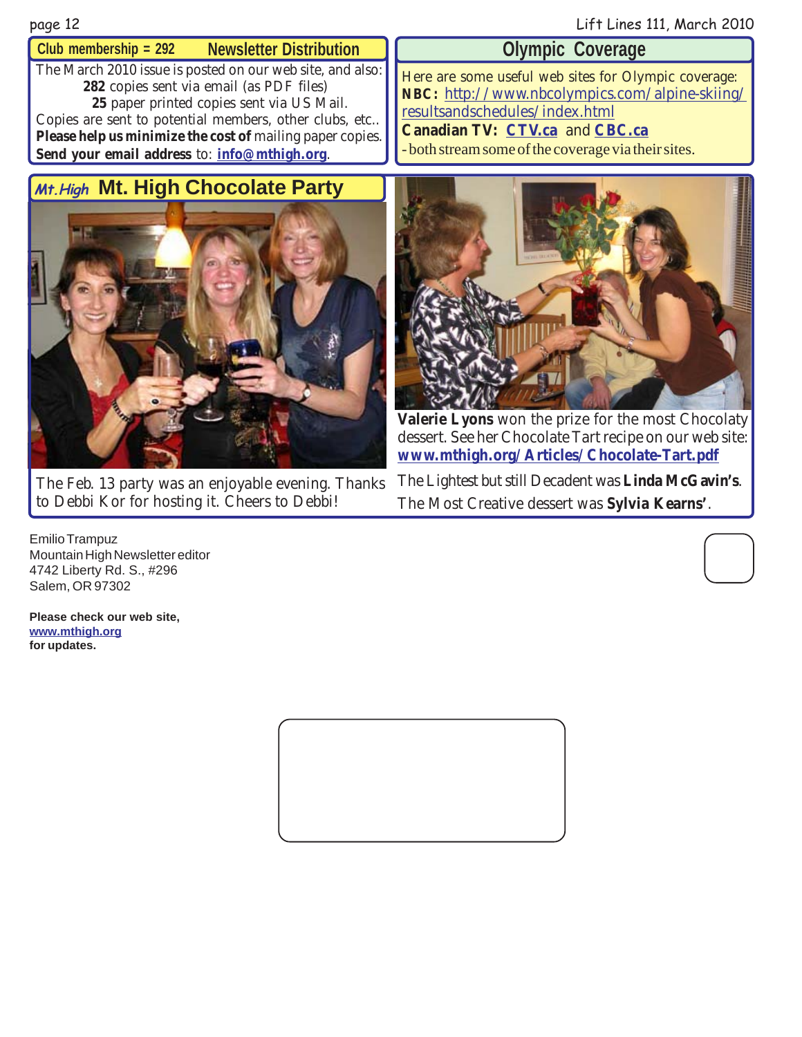## Newsletter Distribution

**Club membership = 292**

The March 2010 issue is posted on our web site, and also:
**282** copies sent via email (as PDF files)
**25** paper printed copies sent via US Mail.
Copies are sent to potential members, other clubs, etc..
**Please help us minimize the cost of** mailing paper copies.
**Send your email address** to: **info@mthigh.org**.

## Olympic Coverage

Here are some useful web sites for Olympic coverage:
**NBC:** http://www.nbcolympics.com/alpine-skiing/resultsandschedules/index.html
**Canadian TV:** **CTV.ca** and **CBC.ca**
- both stream some of the coverage via their sites.

## Mt. High Chocolate Party

The Feb. 13 party was an enjoyable evening. Thanks to Debbi Kor for hosting it. Cheers to Debbi!

**Valerie Lyons** won the prize for the most Chocolaty dessert. See her Chocolate Tart recipe on our web site: **www.mthigh.org/Articles/Chocolate-Tart.pdf**

The Lightest but still Decadent was **Linda McGavin's**.
The Most Creative dessert was **Sylvia Kearns'**.

Emilio Trampuz
Mountain High Newsletter editor
4742 Liberty Rd. S., #296
Salem, OR 97302

**Please check our web site,**
**www.mthigh.org**
**for updates.**